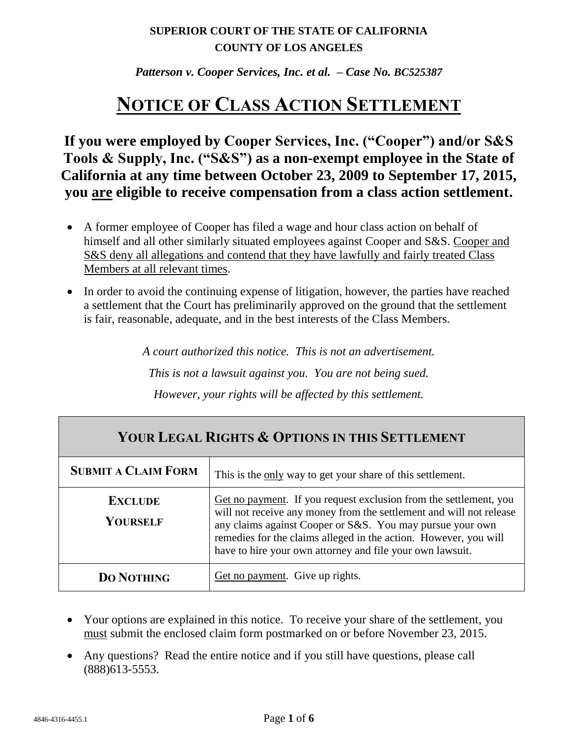**SUPERIOR COURT OF THE STATE OF CALIFORNIA**
**COUNTY OF LOS ANGELES**

***Patterson v. Cooper Services, Inc. et al. – Case No. BC525387***

# NOTICE OF CLASS ACTION SETTLEMENT

## If you were employed by Cooper Services, Inc. ("Cooper") and/or S&S Tools & Supply, Inc. ("S&S") as a non-exempt employee in the State of California at any time between October 23, 2009 to September 17, 2015, you are eligible to receive compensation from a class action settlement.

- A former employee of Cooper has filed a wage and hour class action on behalf of himself and all other similarly situated employees against Cooper and S&S. Cooper and S&S deny all allegations and contend that they have lawfully and fairly treated Class Members at all relevant times.
- In order to avoid the continuing expense of litigation, however, the parties have reached a settlement that the Court has preliminarily approved on the ground that the settlement is fair, reasonable, adequate, and in the best interests of the Class Members.

*A court authorized this notice. This is not an advertisement.*

*This is not a lawsuit against you. You are not being sued.*

*However, your rights will be affected by this settlement.*

| YOUR LEGAL RIGHTS & OPTIONS IN THIS SETTLEMENT | |
|---|---|
| **SUBMIT A CLAIM FORM** | This is the only way to get your share of this settlement. |
| **EXCLUDE YOURSELF** | Get no payment. If you request exclusion from the settlement, you will not receive any money from the settlement and will not release any claims against Cooper or S&S. You may pursue your own remedies for the claims alleged in the action. However, you will have to hire your own attorney and file your own lawsuit. |
| **DO NOTHING** | Get no payment. Give up rights. |

- Your options are explained in this notice. To receive your share of the settlement, you must submit the enclosed claim form postmarked on or before November 23, 2015.
- Any questions? Read the entire notice and if you still have questions, please call (888)613-5553.

4846-4316-4455.1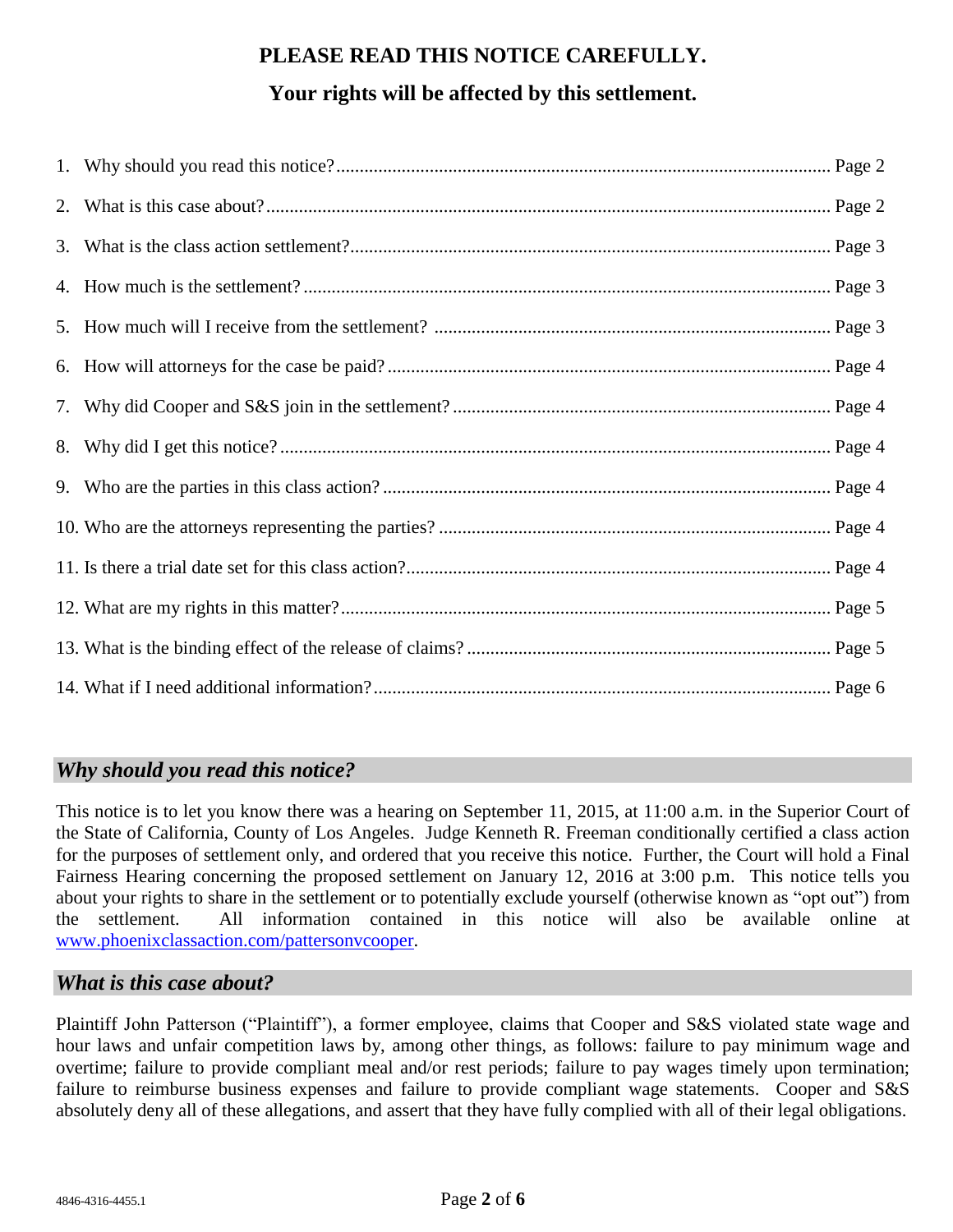**PLEASE READ THIS NOTICE CAREFULLY.**

**Your rights will be affected by this settlement.**

1. Why should you read this notice?......Page 2
2. What is this case about?......Page 2
3. What is the class action settlement?......Page 3
4. How much is the settlement?......Page 3
5. How much will I receive from the settlement?......Page 3
6. How will attorneys for the case be paid?......Page 4
7. Why did Cooper and S&S join in the settlement?......Page 4
8. Why did I get this notice?......Page 4
9. Who are the parties in this class action?......Page 4
10. Who are the attorneys representing the parties?......Page 4
11. Is there a trial date set for this class action?......Page 4
12. What are my rights in this matter?......Page 5
13. What is the binding effect of the release of claims?......Page 5
14. What if I need additional information?......Page 6

## *Why should you read this notice?*

This notice is to let you know there was a hearing on September 11, 2015, at 11:00 a.m. in the Superior Court of the State of California, County of Los Angeles. Judge Kenneth R. Freeman conditionally certified a class action for the purposes of settlement only, and ordered that you receive this notice. Further, the Court will hold a Final Fairness Hearing concerning the proposed settlement on January 12, 2016 at 3:00 p.m. This notice tells you about your rights to share in the settlement or to potentially exclude yourself (otherwise known as "opt out") from the settlement. All information contained in this notice will also be available online at www.phoenixclassaction.com/pattersonvcooper.

## *What is this case about?*

Plaintiff John Patterson ("Plaintiff"), a former employee, claims that Cooper and S&S violated state wage and hour laws and unfair competition laws by, among other things, as follows: failure to pay minimum wage and overtime; failure to provide compliant meal and/or rest periods; failure to pay wages timely upon termination; failure to reimburse business expenses and failure to provide compliant wage statements. Cooper and S&S absolutely deny all of these allegations, and assert that they have fully complied with all of their legal obligations.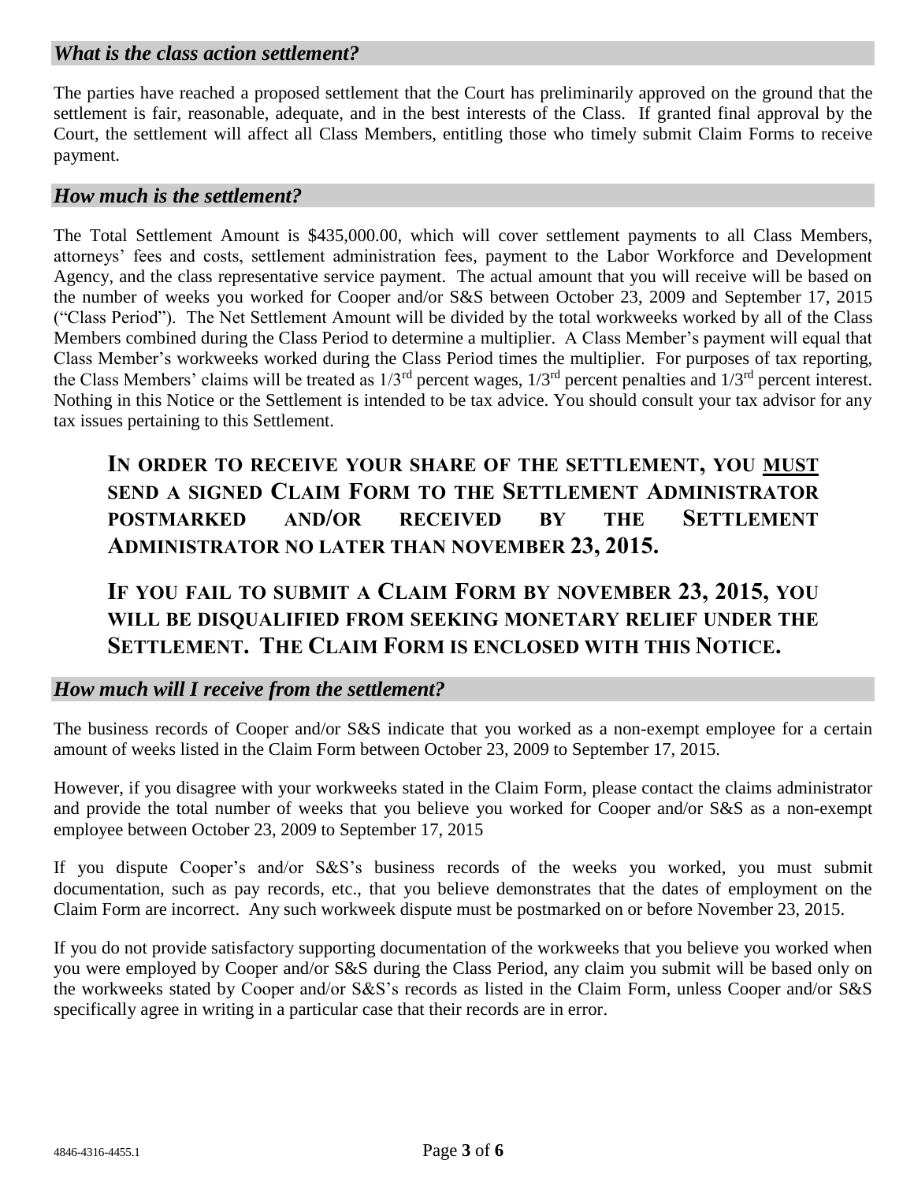## *What is the class action settlement?*

The parties have reached a proposed settlement that the Court has preliminarily approved on the ground that the settlement is fair, reasonable, adequate, and in the best interests of the Class. If granted final approval by the Court, the settlement will affect all Class Members, entitling those who timely submit Claim Forms to receive payment.

## *How much is the settlement?*

The Total Settlement Amount is \$435,000.00, which will cover settlement payments to all Class Members, attorneys' fees and costs, settlement administration fees, payment to the Labor Workforce and Development Agency, and the class representative service payment. The actual amount that you will receive will be based on the number of weeks you worked for Cooper and/or S&S between October 23, 2009 and September 17, 2015 ("Class Period"). The Net Settlement Amount will be divided by the total workweeks worked by all of the Class Members combined during the Class Period to determine a multiplier. A Class Member's payment will equal that Class Member's workweeks worked during the Class Period times the multiplier. For purposes of tax reporting, the Class Members' claims will be treated as 1/3rd percent wages, 1/3rd percent penalties and 1/3rd percent interest. Nothing in this Notice or the Settlement is intended to be tax advice. You should consult your tax advisor for any tax issues pertaining to this Settlement.

**IN ORDER TO RECEIVE YOUR SHARE OF THE SETTLEMENT, YOU MUST SEND A SIGNED CLAIM FORM TO THE SETTLEMENT ADMINISTRATOR POSTMARKED AND/OR RECEIVED BY THE SETTLEMENT ADMINISTRATOR NO LATER THAN NOVEMBER 23, 2015.**

**IF YOU FAIL TO SUBMIT A CLAIM FORM BY NOVEMBER 23, 2015, YOU WILL BE DISQUALIFIED FROM SEEKING MONETARY RELIEF UNDER THE SETTLEMENT. THE CLAIM FORM IS ENCLOSED WITH THIS NOTICE.**

## *How much will I receive from the settlement?*

The business records of Cooper and/or S&S indicate that you worked as a non-exempt employee for a certain amount of weeks listed in the Claim Form between October 23, 2009 to September 17, 2015.

However, if you disagree with your workweeks stated in the Claim Form, please contact the claims administrator and provide the total number of weeks that you believe you worked for Cooper and/or S&S as a non-exempt employee between October 23, 2009 to September 17, 2015

If you dispute Cooper's and/or S&S's business records of the weeks you worked, you must submit documentation, such as pay records, etc., that you believe demonstrates that the dates of employment on the Claim Form are incorrect. Any such workweek dispute must be postmarked on or before November 23, 2015.

If you do not provide satisfactory supporting documentation of the workweeks that you believe you worked when you were employed by Cooper and/or S&S during the Class Period, any claim you submit will be based only on the workweeks stated by Cooper and/or S&S's records as listed in the Claim Form, unless Cooper and/or S&S specifically agree in writing in a particular case that their records are in error.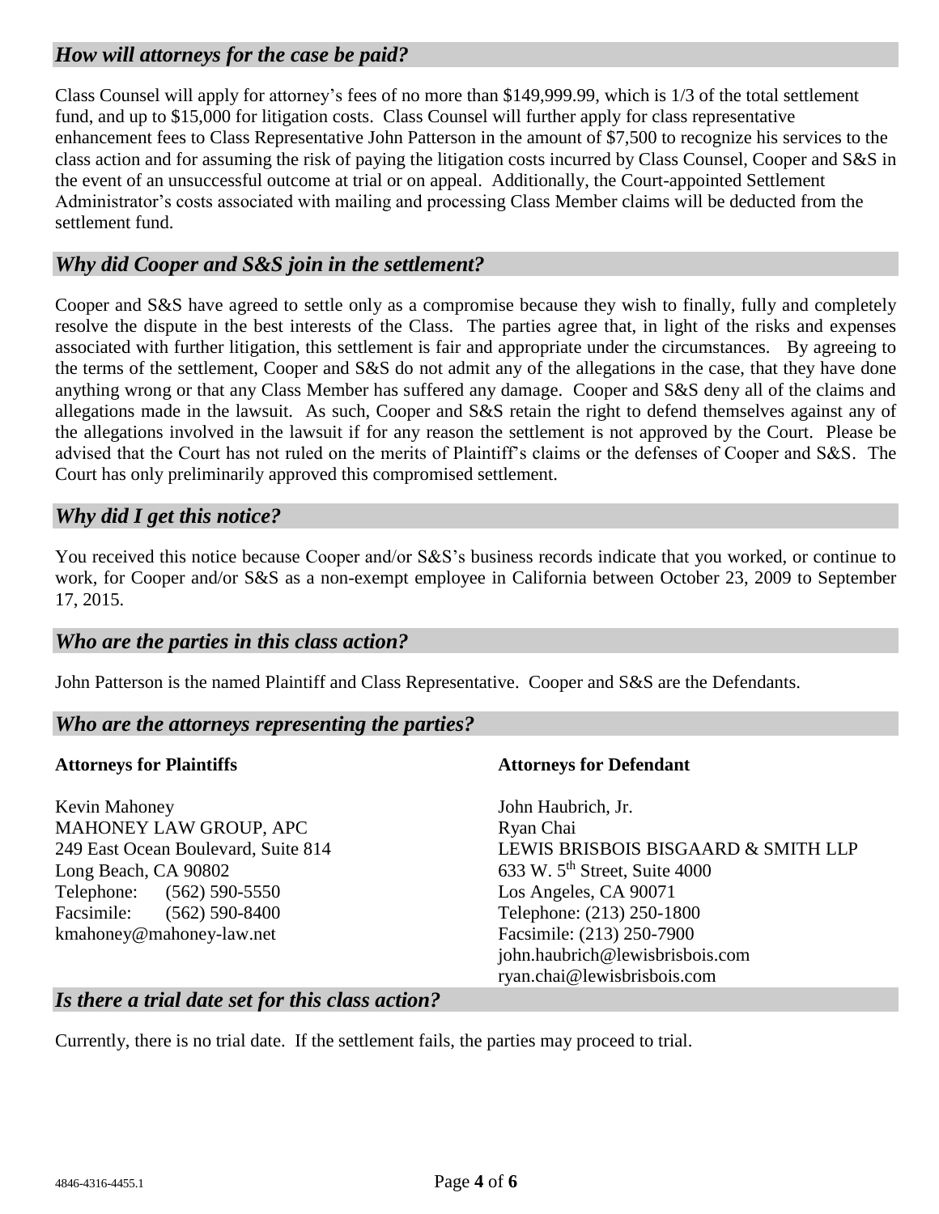## *How will attorneys for the case be paid?*

Class Counsel will apply for attorney's fees of no more than $149,999.99, which is 1/3 of the total settlement fund, and up to $15,000 for litigation costs. Class Counsel will further apply for class representative enhancement fees to Class Representative John Patterson in the amount of $7,500 to recognize his services to the class action and for assuming the risk of paying the litigation costs incurred by Class Counsel, Cooper and S&S in the event of an unsuccessful outcome at trial or on appeal. Additionally, the Court-appointed Settlement Administrator's costs associated with mailing and processing Class Member claims will be deducted from the settlement fund.

## *Why did Cooper and S&S join in the settlement?*

Cooper and S&S have agreed to settle only as a compromise because they wish to finally, fully and completely resolve the dispute in the best interests of the Class. The parties agree that, in light of the risks and expenses associated with further litigation, this settlement is fair and appropriate under the circumstances. By agreeing to the terms of the settlement, Cooper and S&S do not admit any of the allegations in the case, that they have done anything wrong or that any Class Member has suffered any damage. Cooper and S&S deny all of the claims and allegations made in the lawsuit. As such, Cooper and S&S retain the right to defend themselves against any of the allegations involved in the lawsuit if for any reason the settlement is not approved by the Court. Please be advised that the Court has not ruled on the merits of Plaintiff's claims or the defenses of Cooper and S&S. The Court has only preliminarily approved this compromised settlement.

## *Why did I get this notice?*

You received this notice because Cooper and/or S&S's business records indicate that you worked, or continue to work, for Cooper and/or S&S as a non-exempt employee in California between October 23, 2009 to September 17, 2015.

## *Who are the parties in this class action?*

John Patterson is the named Plaintiff and Class Representative. Cooper and S&S are the Defendants.

## *Who are the attorneys representing the parties?*

**Attorneys for Plaintiffs**

Kevin Mahoney
MAHONEY LAW GROUP, APC
249 East Ocean Boulevard, Suite 814
Long Beach, CA 90802
Telephone: (562) 590-5550
Facsimile: (562) 590-8400
kmahoney@mahoney-law.net

**Attorneys for Defendant**

John Haubrich, Jr.
Ryan Chai
LEWIS BRISBOIS BISGAARD & SMITH LLP
633 W. 5th Street, Suite 4000
Los Angeles, CA 90071
Telephone: (213) 250-1800
Facsimile: (213) 250-7900
john.haubrich@lewisbrisbois.com
ryan.chai@lewisbrisbois.com

## *Is there a trial date set for this class action?*

Currently, there is no trial date. If the settlement fails, the parties may proceed to trial.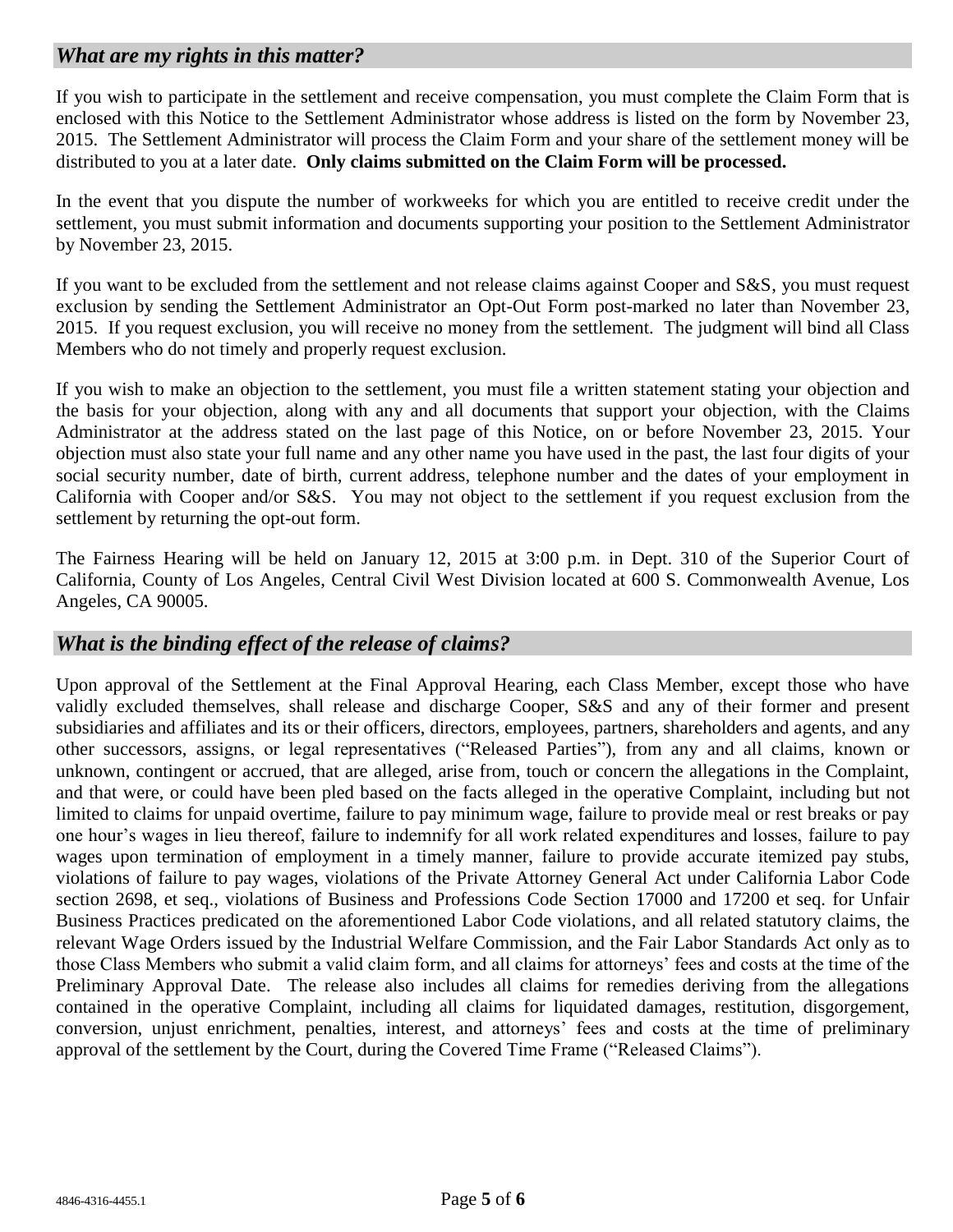## *What are my rights in this matter?*

If you wish to participate in the settlement and receive compensation, you must complete the Claim Form that is enclosed with this Notice to the Settlement Administrator whose address is listed on the form by November 23, 2015. The Settlement Administrator will process the Claim Form and your share of the settlement money will be distributed to you at a later date. **Only claims submitted on the Claim Form will be processed.**

In the event that you dispute the number of workweeks for which you are entitled to receive credit under the settlement, you must submit information and documents supporting your position to the Settlement Administrator by November 23, 2015.

If you want to be excluded from the settlement and not release claims against Cooper and S&S, you must request exclusion by sending the Settlement Administrator an Opt-Out Form post-marked no later than November 23, 2015. If you request exclusion, you will receive no money from the settlement. The judgment will bind all Class Members who do not timely and properly request exclusion.

If you wish to make an objection to the settlement, you must file a written statement stating your objection and the basis for your objection, along with any and all documents that support your objection, with the Claims Administrator at the address stated on the last page of this Notice, on or before November 23, 2015. Your objection must also state your full name and any other name you have used in the past, the last four digits of your social security number, date of birth, current address, telephone number and the dates of your employment in California with Cooper and/or S&S. You may not object to the settlement if you request exclusion from the settlement by returning the opt-out form.

The Fairness Hearing will be held on January 12, 2015 at 3:00 p.m. in Dept. 310 of the Superior Court of California, County of Los Angeles, Central Civil West Division located at 600 S. Commonwealth Avenue, Los Angeles, CA 90005.

## *What is the binding effect of the release of claims?*

Upon approval of the Settlement at the Final Approval Hearing, each Class Member, except those who have validly excluded themselves, shall release and discharge Cooper, S&S and any of their former and present subsidiaries and affiliates and its or their officers, directors, employees, partners, shareholders and agents, and any other successors, assigns, or legal representatives ("Released Parties"), from any and all claims, known or unknown, contingent or accrued, that are alleged, arise from, touch or concern the allegations in the Complaint, and that were, or could have been pled based on the facts alleged in the operative Complaint, including but not limited to claims for unpaid overtime, failure to pay minimum wage, failure to provide meal or rest breaks or pay one hour's wages in lieu thereof, failure to indemnify for all work related expenditures and losses, failure to pay wages upon termination of employment in a timely manner, failure to provide accurate itemized pay stubs, violations of failure to pay wages, violations of the Private Attorney General Act under California Labor Code section 2698, et seq., violations of Business and Professions Code Section 17000 and 17200 et seq. for Unfair Business Practices predicated on the aforementioned Labor Code violations, and all related statutory claims, the relevant Wage Orders issued by the Industrial Welfare Commission, and the Fair Labor Standards Act only as to those Class Members who submit a valid claim form, and all claims for attorneys' fees and costs at the time of the Preliminary Approval Date. The release also includes all claims for remedies deriving from the allegations contained in the operative Complaint, including all claims for liquidated damages, restitution, disgorgement, conversion, unjust enrichment, penalties, interest, and attorneys' fees and costs at the time of preliminary approval of the settlement by the Court, during the Covered Time Frame ("Released Claims").

4846-4316-4455.1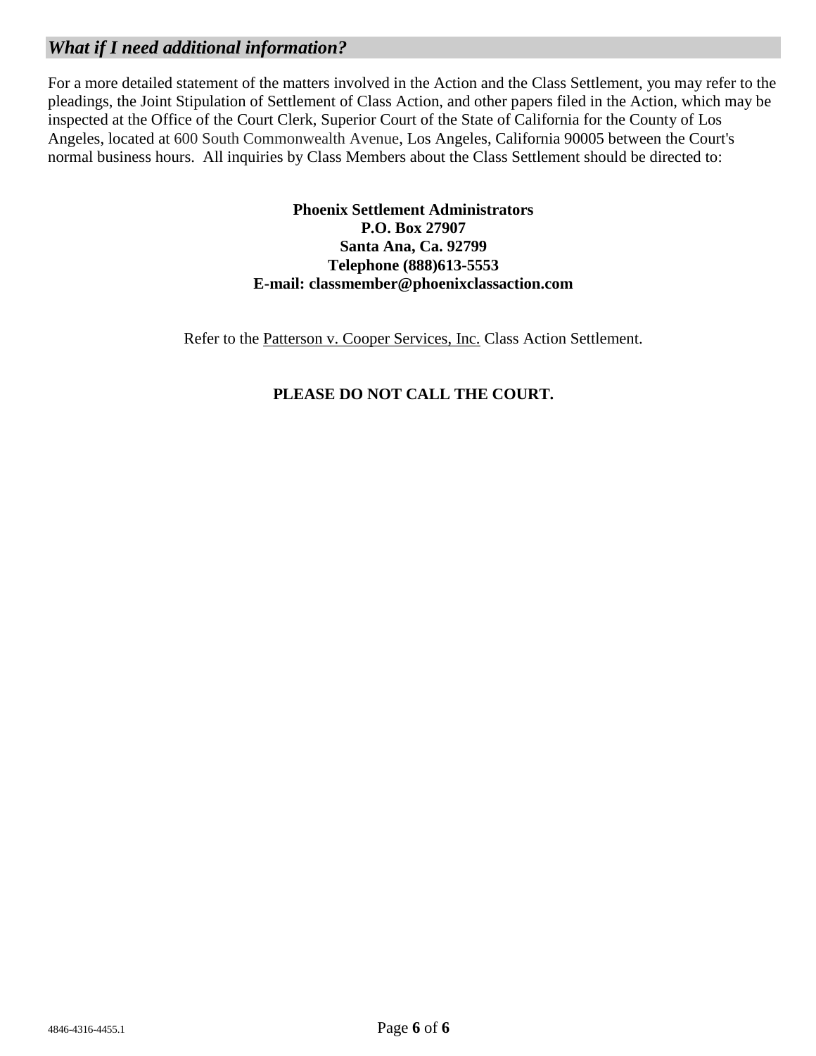## *What if I need additional information?*

For a more detailed statement of the matters involved in the Action and the Class Settlement, you may refer to the pleadings, the Joint Stipulation of Settlement of Class Action, and other papers filed in the Action, which may be inspected at the Office of the Court Clerk, Superior Court of the State of California for the County of Los Angeles, located at 600 South Commonwealth Avenue, Los Angeles, California 90005 between the Court's normal business hours. All inquiries by Class Members about the Class Settlement should be directed to:

**Phoenix Settlement Administrators**
**P.O. Box 27907**
**Santa Ana, Ca. 92799**
**Telephone (888)613-5553**
**E-mail: classmember@phoenixclassaction.com**

Refer to the Patterson v. Cooper Services, Inc. Class Action Settlement.

**PLEASE DO NOT CALL THE COURT.**

4846-4316-4455.1